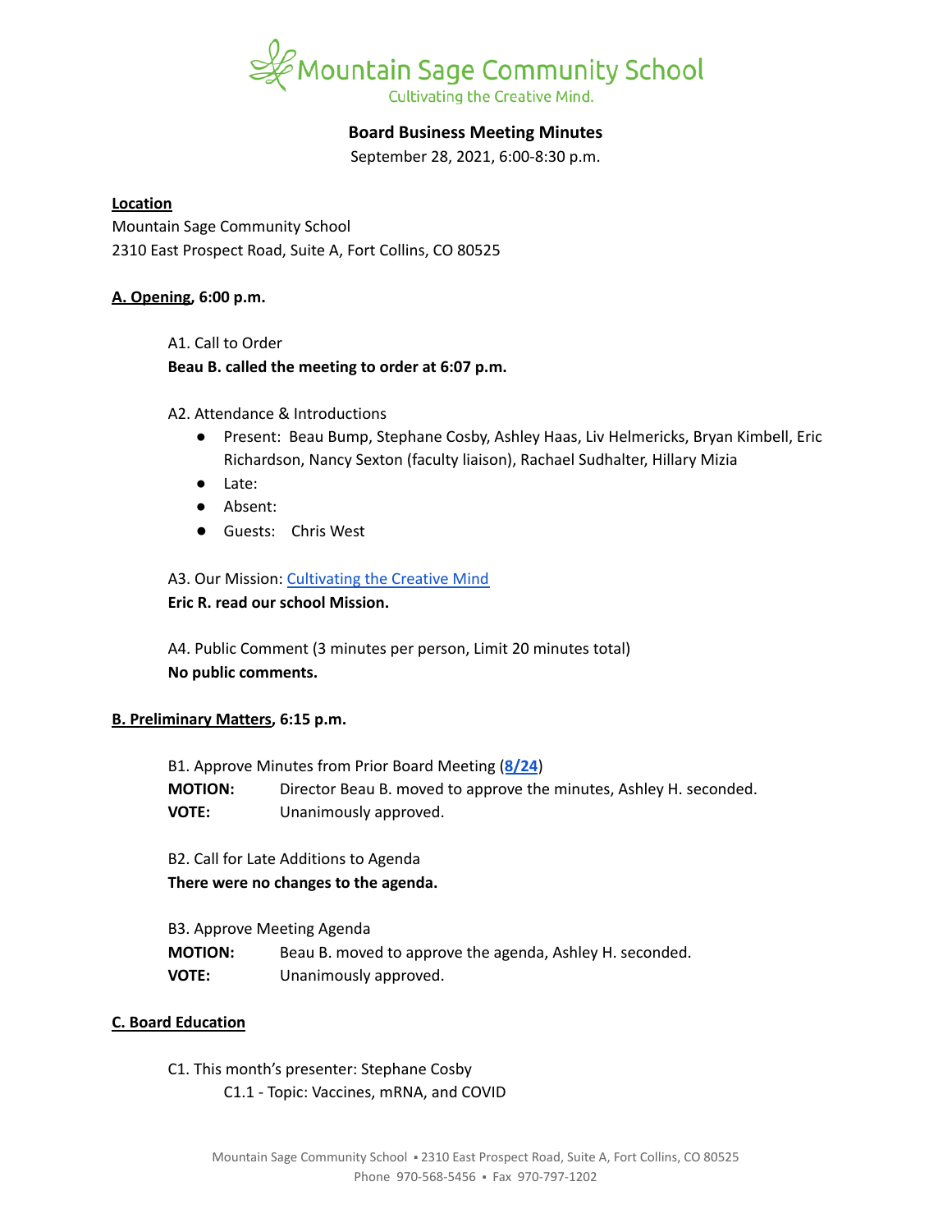Mountain Sage Community School

Cultivating the Creative Mind.

## Board Business Meeting Minutes

September 28, 2021, 6:00-8:30 p.m.

**Location**

Mountain Sage Community School
2310 East Prospect Road, Suite A, Fort Collins, CO 80525

### A. Opening, 6:00 p.m.

A1. Call to Order

**Beau B. called the meeting to order at 6:07 p.m.**

A2. Attendance & Introductions

- Present: Beau Bump, Stephane Cosby, Ashley Haas, Liv Helmericks, Bryan Kimbell, Eric Richardson, Nancy Sexton (faculty liaison), Rachael Sudhalter, Hillary Mizia
- Late:
- Absent:
- Guests: Chris West

A3. Our Mission: Cultivating the Creative Mind

**Eric R. read our school Mission.**

A4. Public Comment (3 minutes per person, Limit 20 minutes total)

**No public comments.**

### B. Preliminary Matters, 6:15 p.m.

B1. Approve Minutes from Prior Board Meeting (**8/24**)

**MOTION:** Director Beau B. moved to approve the minutes, Ashley H. seconded.

**VOTE:** Unanimously approved.

B2. Call for Late Additions to Agenda

**There were no changes to the agenda.**

B3. Approve Meeting Agenda

**MOTION:** Beau B. moved to approve the agenda, Ashley H. seconded.

**VOTE:** Unanimously approved.

### C. Board Education

C1. This month's presenter: Stephane Cosby

C1.1 - Topic: Vaccines, mRNA, and COVID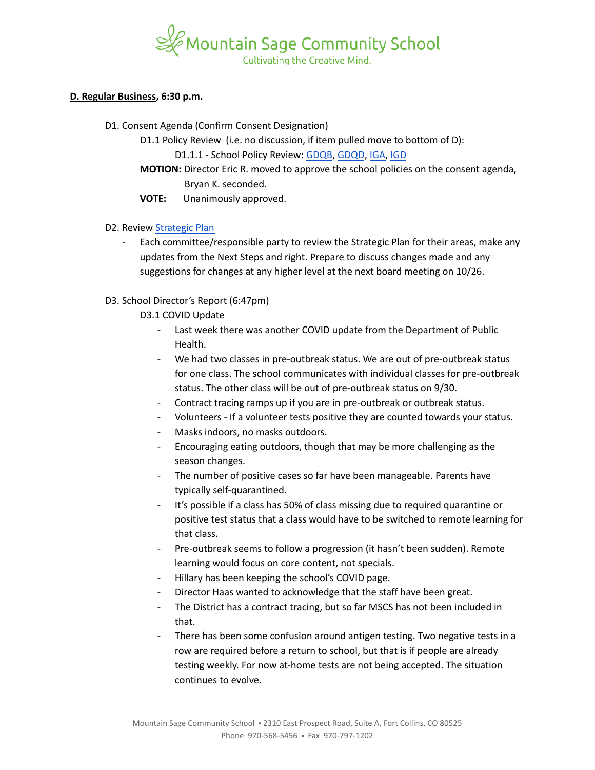**D. Regular Business**, **6:30 p.m.**

D1. Consent Agenda (Confirm Consent Designation)

D1.1 Policy Review (i.e. no discussion, if item pulled move to bottom of D):

D1.1.1 - School Policy Review: GDQB, GDQD, IGA, IGD

**MOTION:** Director Eric R. moved to approve the school policies on the consent agenda, Bryan K. seconded.

**VOTE:** Unanimously approved.

D2. Review Strategic Plan

- Each committee/responsible party to review the Strategic Plan for their areas, make any updates from the Next Steps and right. Prepare to discuss changes made and any suggestions for changes at any higher level at the next board meeting on 10/26.

D3. School Director's Report (6:47pm)

D3.1 COVID Update

- Last week there was another COVID update from the Department of Public Health.
- We had two classes in pre-outbreak status. We are out of pre-outbreak status for one class. The school communicates with individual classes for pre-outbreak status. The other class will be out of pre-outbreak status on 9/30.
- Contract tracing ramps up if you are in pre-outbreak or outbreak status.
- Volunteers - If a volunteer tests positive they are counted towards your status.
- Masks indoors, no masks outdoors.
- Encouraging eating outdoors, though that may be more challenging as the season changes.
- The number of positive cases so far have been manageable. Parents have typically self-quarantined.
- It's possible if a class has 50% of class missing due to required quarantine or positive test status that a class would have to be switched to remote learning for that class.
- Pre-outbreak seems to follow a progression (it hasn't been sudden). Remote learning would focus on core content, not specials.
- Hillary has been keeping the school's COVID page.
- Director Haas wanted to acknowledge that the staff have been great.
- The District has a contract tracing, but so far MSCS has not been included in that.
- There has been some confusion around antigen testing. Two negative tests in a row are required before a return to school, but that is if people are already testing weekly. For now at-home tests are not being accepted. The situation continues to evolve.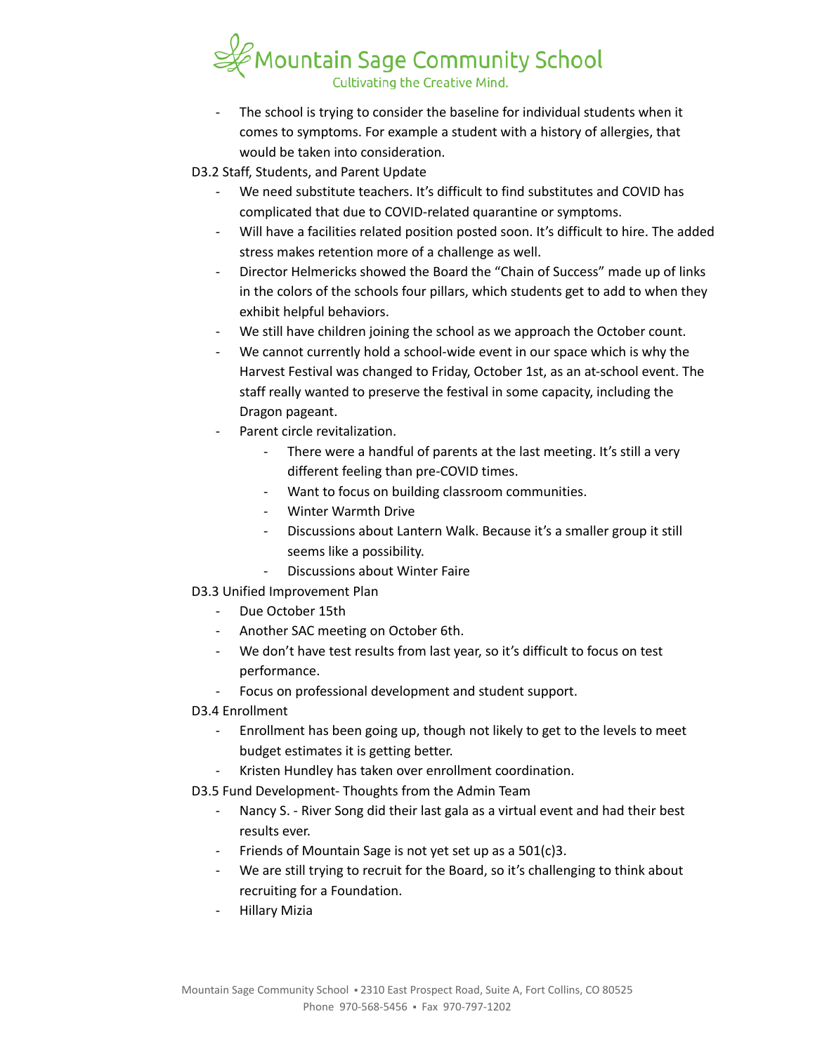- The school is trying to consider the baseline for individual students when it comes to symptoms. For example a student with a history of allergies, that would be taken into consideration.

D3.2 Staff, Students, and Parent Update

- We need substitute teachers. It's difficult to find substitutes and COVID has complicated that due to COVID-related quarantine or symptoms.
- Will have a facilities related position posted soon. It's difficult to hire. The added stress makes retention more of a challenge as well.
- Director Helmericks showed the Board the "Chain of Success" made up of links in the colors of the schools four pillars, which students get to add to when they exhibit helpful behaviors.
- We still have children joining the school as we approach the October count.
- We cannot currently hold a school-wide event in our space which is why the Harvest Festival was changed to Friday, October 1st, as an at-school event. The staff really wanted to preserve the festival in some capacity, including the Dragon pageant.
- Parent circle revitalization.
    - There were a handful of parents at the last meeting. It's still a very different feeling than pre-COVID times.
    - Want to focus on building classroom communities.
    - Winter Warmth Drive
    - Discussions about Lantern Walk. Because it's a smaller group it still seems like a possibility.
    - Discussions about Winter Faire

D3.3 Unified Improvement Plan

- Due October 15th
- Another SAC meeting on October 6th.
- We don't have test results from last year, so it's difficult to focus on test performance.
- Focus on professional development and student support.

D3.4 Enrollment

- Enrollment has been going up, though not likely to get to the levels to meet budget estimates it is getting better.
- Kristen Hundley has taken over enrollment coordination.

D3.5 Fund Development- Thoughts from the Admin Team

- Nancy S. - River Song did their last gala as a virtual event and had their best results ever.
- Friends of Mountain Sage is not yet set up as a 501(c)3.
- We are still trying to recruit for the Board, so it's challenging to think about recruiting for a Foundation.
- Hillary Mizia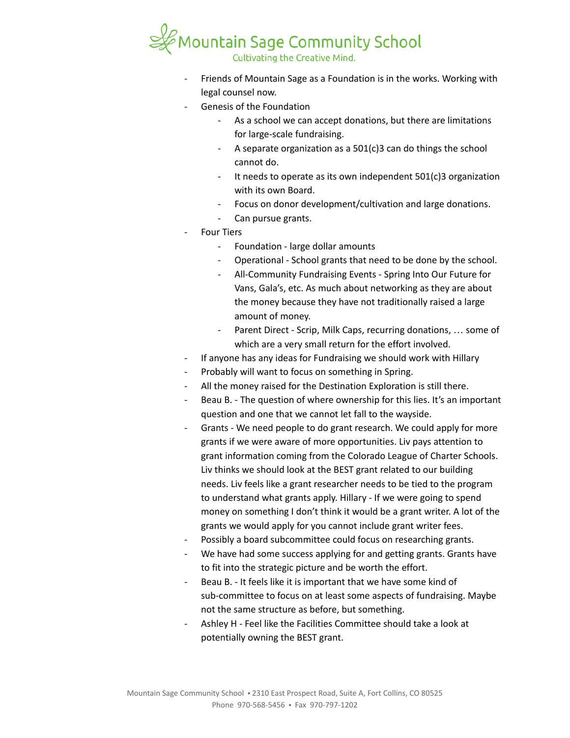- Friends of Mountain Sage as a Foundation is in the works. Working with legal counsel now.
- Genesis of the Foundation
    - As a school we can accept donations, but there are limitations for large-scale fundraising.
    - A separate organization as a 501(c)3 can do things the school cannot do.
    - It needs to operate as its own independent 501(c)3 organization with its own Board.
    - Focus on donor development/cultivation and large donations.
    - Can pursue grants.
- Four Tiers
    - Foundation - large dollar amounts
    - Operational - School grants that need to be done by the school.
    - All-Community Fundraising Events - Spring Into Our Future for Vans, Gala's, etc. As much about networking as they are about the money because they have not traditionally raised a large amount of money.
    - Parent Direct - Scrip, Milk Caps, recurring donations, … some of which are a very small return for the effort involved.
- If anyone has any ideas for Fundraising we should work with Hillary
- Probably will want to focus on something in Spring.
- All the money raised for the Destination Exploration is still there.
- Beau B. - The question of where ownership for this lies. It's an important question and one that we cannot let fall to the wayside.
- Grants - We need people to do grant research. We could apply for more grants if we were aware of more opportunities. Liv pays attention to grant information coming from the Colorado League of Charter Schools. Liv thinks we should look at the BEST grant related to our building needs. Liv feels like a grant researcher needs to be tied to the program to understand what grants apply. Hillary - If we were going to spend money on something I don't think it would be a grant writer. A lot of the grants we would apply for you cannot include grant writer fees.
- Possibly a board subcommittee could focus on researching grants.
- We have had some success applying for and getting grants. Grants have to fit into the strategic picture and be worth the effort.
- Beau B. - It feels like it is important that we have some kind of sub-committee to focus on at least some aspects of fundraising. Maybe not the same structure as before, but something.
- Ashley H - Feel like the Facilities Committee should take a look at potentially owning the BEST grant.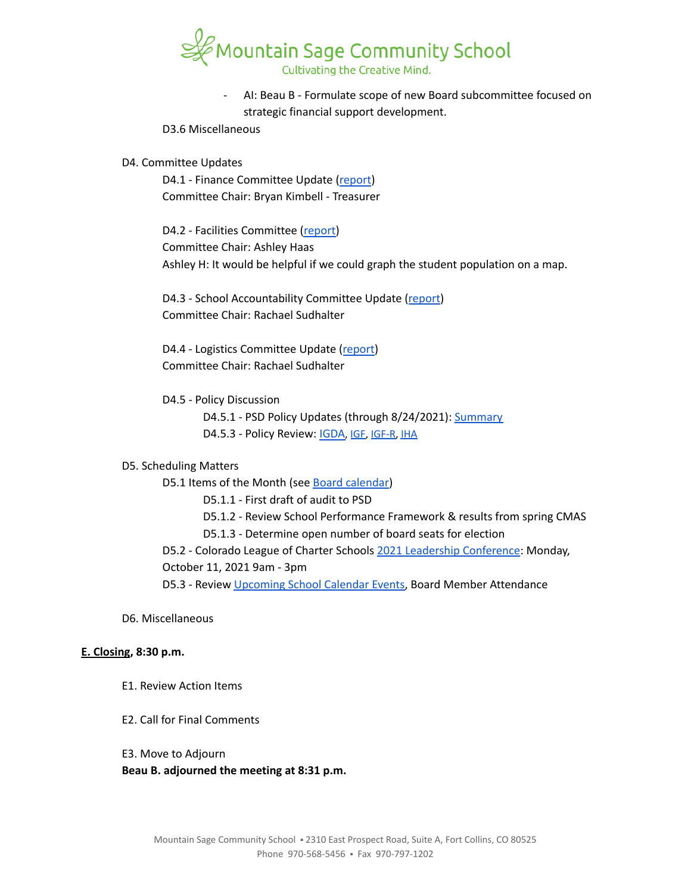- AI: Beau B - Formulate scope of new Board subcommittee focused on strategic financial support development.

D3.6 Miscellaneous

D4. Committee Updates

D4.1 - Finance Committee Update (report)
Committee Chair: Bryan Kimbell - Treasurer

D4.2 - Facilities Committee (report)
Committee Chair: Ashley Haas
Ashley H: It would be helpful if we could graph the student population on a map.

D4.3 - School Accountability Committee Update (report)
Committee Chair: Rachael Sudhalter

D4.4 - Logistics Committee Update (report)
Committee Chair: Rachael Sudhalter

D4.5 - Policy Discussion

D4.5.1 - PSD Policy Updates (through 8/24/2021): Summary

D4.5.3 - Policy Review: IGDA, IGF, IGF-R, IHA

D5. Scheduling Matters

D5.1 Items of the Month (see Board calendar)

D5.1.1 - First draft of audit to PSD

D5.1.2 - Review School Performance Framework & results from spring CMAS

D5.1.3 - Determine open number of board seats for election

D5.2 - Colorado League of Charter Schools 2021 Leadership Conference: Monday, October 11, 2021 9am - 3pm

D5.3 - Review Upcoming School Calendar Events, Board Member Attendance

D6. Miscellaneous

**E. Closing, 8:30 p.m.**

E1. Review Action Items

E2. Call for Final Comments

E3. Move to Adjourn

**Beau B. adjourned the meeting at 8:31 p.m.**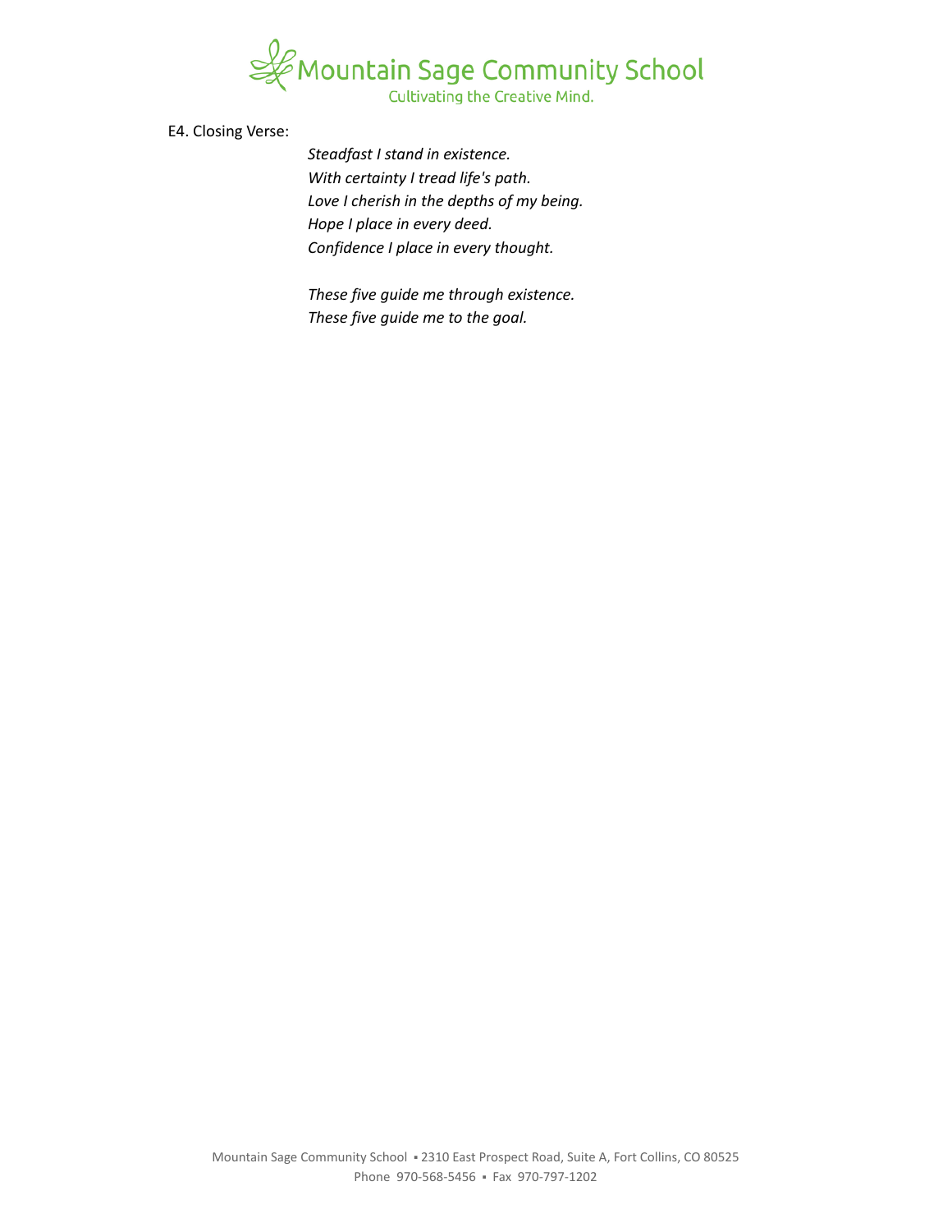E4. Closing Verse:

*Steadfast I stand in existence.*
*With certainty I tread life's path.*
*Love I cherish in the depths of my being.*
*Hope I place in every deed.*
*Confidence I place in every thought.*

*These five guide me through existence.*
*These five guide me to the goal.*